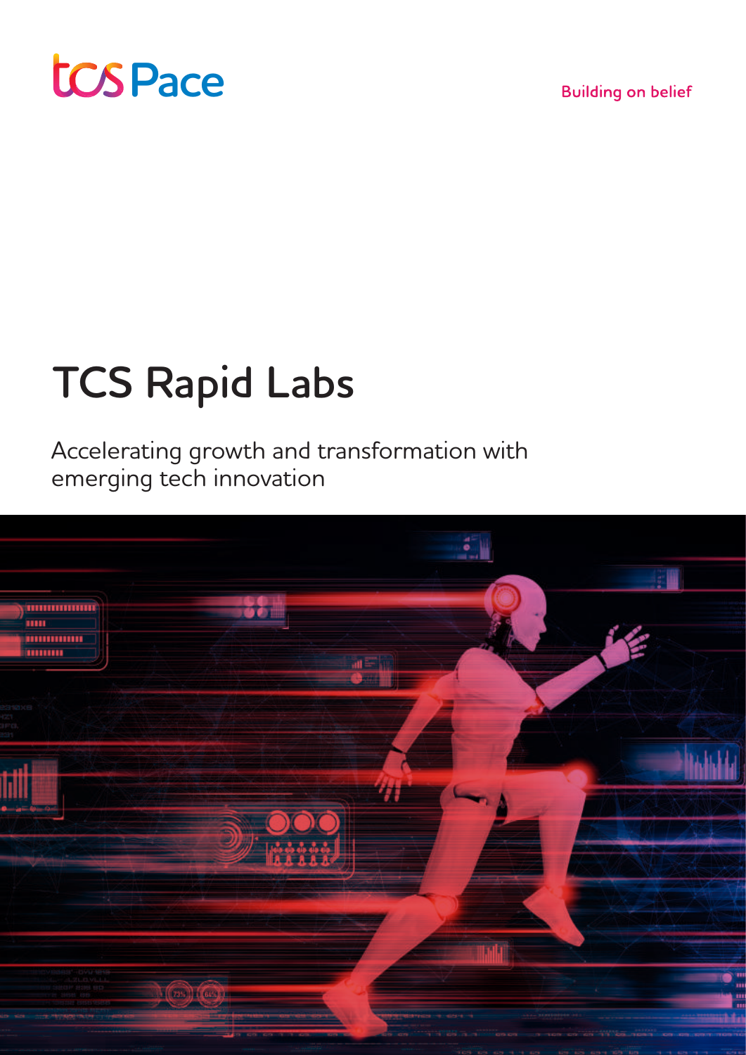TCS Pace

Building on belief

# TCS Rapid Labs

Accelerating growth and transformation with emerging tech innovation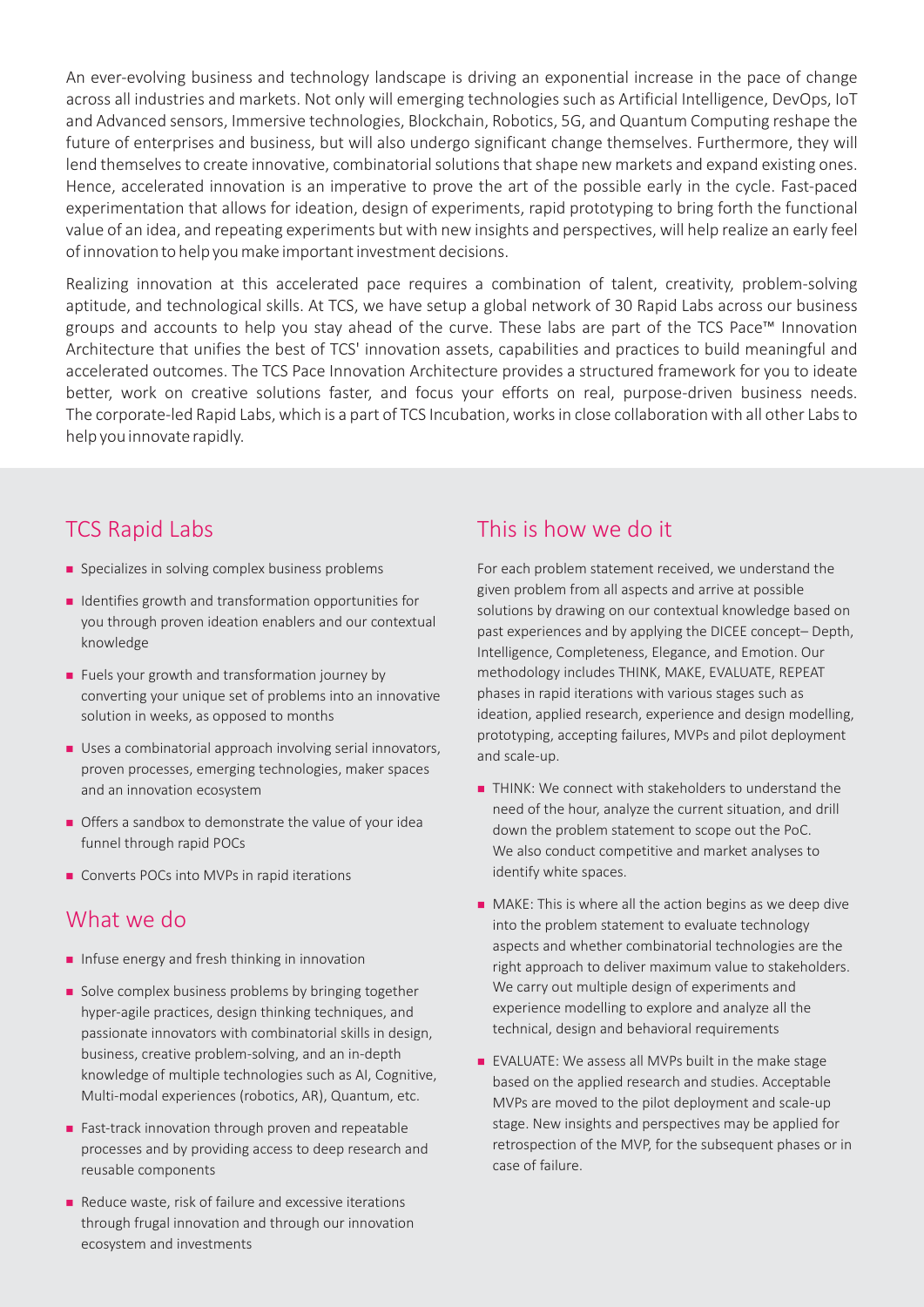An ever-evolving business and technology landscape is driving an exponential increase in the pace of change across all industries and markets. Not only will emerging technologies such as Artificial Intelligence, DevOps, IoT and Advanced sensors, Immersive technologies, Blockchain, Robotics, 5G, and Quantum Computing reshape the future of enterprises and business, but will also undergo significant change themselves. Furthermore, they will lend themselves to create innovative, combinatorial solutions that shape new markets and expand existing ones. Hence, accelerated innovation is an imperative to prove the art of the possible early in the cycle. Fast-paced experimentation that allows for ideation, design of experiments, rapid prototyping to bring forth the functional value of an idea, and repeating experiments but with new insights and perspectives, will help realize an early feel of innovation to help you make important investment decisions.

Realizing innovation at this accelerated pace requires a combination of talent, creativity, problem-solving aptitude, and technological skills. At TCS, we have setup a global network of 30 Rapid Labs across our business groups and accounts to help you stay ahead of the curve. These labs are part of the TCS Pace™ Innovation Architecture that unifies the best of TCS' innovation assets, capabilities and practices to build meaningful and accelerated outcomes. The TCS Pace Innovation Architecture provides a structured framework for you to ideate better, work on creative solutions faster, and focus your efforts on real, purpose-driven business needs. The corporate-led Rapid Labs, which is a part of TCS Incubation, works in close collaboration with all other Labs to help you innovate rapidly.

## TCS Rapid Labs

- Specializes in solving complex business problems
- Identifies growth and transformation opportunities for you through proven ideation enablers and our contextual knowledge
- Fuels your growth and transformation journey by converting your unique set of problems into an innovative solution in weeks, as opposed to months
- Uses a combinatorial approach involving serial innovators, proven processes, emerging technologies, maker spaces and an innovation ecosystem
- Offers a sandbox to demonstrate the value of your idea funnel through rapid POCs
- Converts POCs into MVPs in rapid iterations

## What we do

- Infuse energy and fresh thinking in innovation
- Solve complex business problems by bringing together hyper-agile practices, design thinking techniques, and passionate innovators with combinatorial skills in design, business, creative problem-solving, and an in-depth knowledge of multiple technologies such as AI, Cognitive, Multi-modal experiences (robotics, AR), Quantum, etc.
- Fast-track innovation through proven and repeatable processes and by providing access to deep research and reusable components
- Reduce waste, risk of failure and excessive iterations through frugal innovation and through our innovation ecosystem and investments

## This is how we do it

For each problem statement received, we understand the given problem from all aspects and arrive at possible solutions by drawing on our contextual knowledge based on past experiences and by applying the DICEE concept– Depth, Intelligence, Completeness, Elegance, and Emotion. Our methodology includes THINK, MAKE, EVALUATE, REPEAT phases in rapid iterations with various stages such as ideation, applied research, experience and design modelling, prototyping, accepting failures, MVPs and pilot deployment and scale-up.

- THINK: We connect with stakeholders to understand the need of the hour, analyze the current situation, and drill down the problem statement to scope out the PoC. We also conduct competitive and market analyses to identify white spaces.
- MAKE: This is where all the action begins as we deep dive into the problem statement to evaluate technology aspects and whether combinatorial technologies are the right approach to deliver maximum value to stakeholders. We carry out multiple design of experiments and experience modelling to explore and analyze all the technical, design and behavioral requirements
- EVALUATE: We assess all MVPs built in the make stage based on the applied research and studies. Acceptable MVPs are moved to the pilot deployment and scale-up stage. New insights and perspectives may be applied for retrospection of the MVP, for the subsequent phases or in case of failure.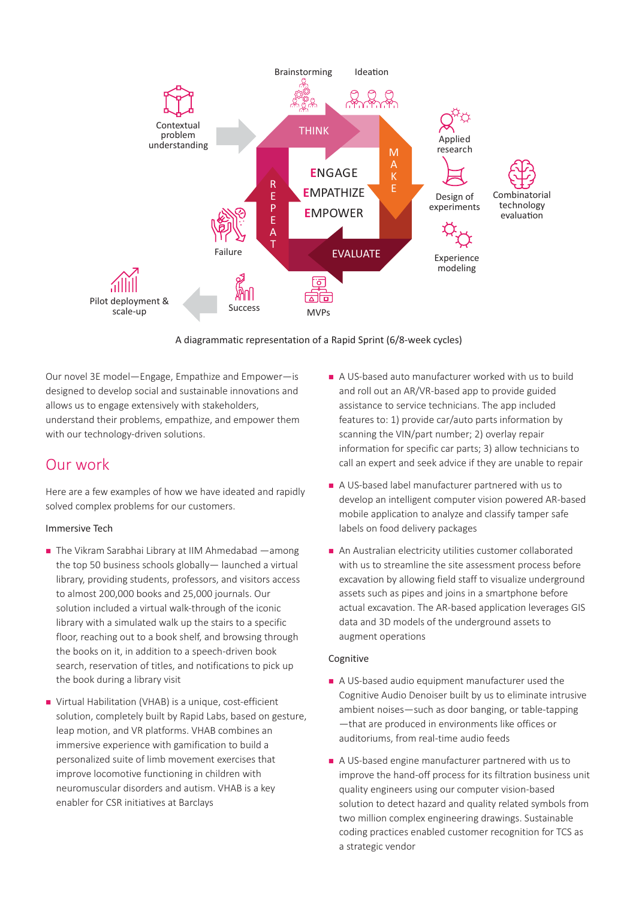A diagrammatic representation of a Rapid Sprint (6/8-week cycles)

Our novel 3E model—Engage, Empathize and Empower—is designed to develop social and sustainable innovations and allows us to engage extensively with stakeholders, understand their problems, empathize, and empower them with our technology-driven solutions.

## Our work

Here are a few examples of how we have ideated and rapidly solved complex problems for our customers.

Immersive Tech

- The Vikram Sarabhai Library at IIM Ahmedabad —among the top 50 business schools globally— launched a virtual library, providing students, professors, and visitors access to almost 200,000 books and 25,000 journals. Our solution included a virtual walk-through of the iconic library with a simulated walk up the stairs to a specific floor, reaching out to a book shelf, and browsing through the books on it, in addition to a speech-driven book search, reservation of titles, and notifications to pick up the book during a library visit
- Virtual Habilitation (VHAB) is a unique, cost-efficient solution, completely built by Rapid Labs, based on gesture, leap motion, and VR platforms. VHAB combines an immersive experience with gamification to build a personalized suite of limb movement exercises that improve locomotive functioning in children with neuromuscular disorders and autism. VHAB is a key enabler for CSR initiatives at Barclays
- A US-based auto manufacturer worked with us to build and roll out an AR/VR-based app to provide guided assistance to service technicians. The app included features to: 1) provide car/auto parts information by scanning the VIN/part number; 2) overlay repair information for specific car parts; 3) allow technicians to call an expert and seek advice if they are unable to repair
- A US-based label manufacturer partnered with us to develop an intelligent computer vision powered AR-based mobile application to analyze and classify tamper safe labels on food delivery packages
- An Australian electricity utilities customer collaborated with us to streamline the site assessment process before excavation by allowing field staff to visualize underground assets such as pipes and joins in a smartphone before actual excavation. The AR-based application leverages GIS data and 3D models of the underground assets to augment operations

Cognitive

- A US-based audio equipment manufacturer used the Cognitive Audio Denoiser built by us to eliminate intrusive ambient noises—such as door banging, or table-tapping —that are produced in environments like offices or auditoriums, from real-time audio feeds
- A US-based engine manufacturer partnered with us to improve the hand-off process for its filtration business unit quality engineers using our computer vision-based solution to detect hazard and quality related symbols from two million complex engineering drawings. Sustainable coding practices enabled customer recognition for TCS as a strategic vendor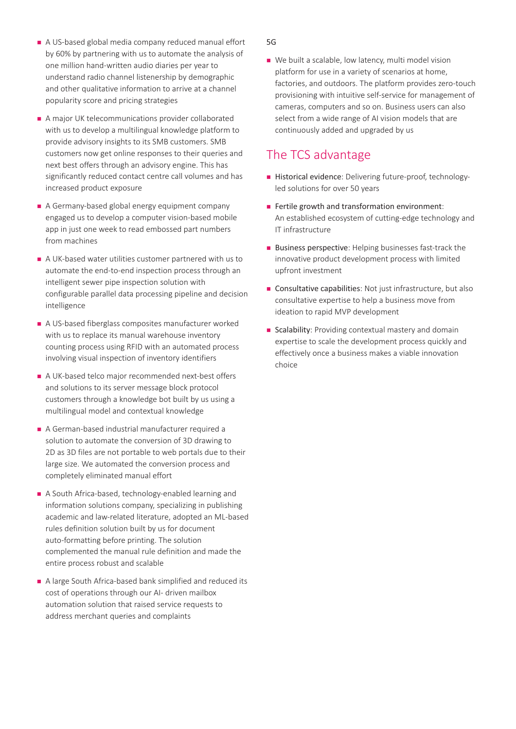- A US-based global media company reduced manual effort by 60% by partnering with us to automate the analysis of one million hand-written audio diaries per year to understand radio channel listenership by demographic and other qualitative information to arrive at a channel popularity score and pricing strategies
- A major UK telecommunications provider collaborated with us to develop a multilingual knowledge platform to provide advisory insights to its SMB customers. SMB customers now get online responses to their queries and next best offers through an advisory engine. This has significantly reduced contact centre call volumes and has increased product exposure
- A Germany-based global energy equipment company engaged us to develop a computer vision-based mobile app in just one week to read embossed part numbers from machines
- A UK-based water utilities customer partnered with us to automate the end-to-end inspection process through an intelligent sewer pipe inspection solution with configurable parallel data processing pipeline and decision intelligence
- A US-based fiberglass composites manufacturer worked with us to replace its manual warehouse inventory counting process using RFID with an automated process involving visual inspection of inventory identifiers
- A UK-based telco major recommended next-best offers and solutions to its server message block protocol customers through a knowledge bot built by us using a multilingual model and contextual knowledge
- A German-based industrial manufacturer required a solution to automate the conversion of 3D drawing to 2D as 3D files are not portable to web portals due to their large size. We automated the conversion process and completely eliminated manual effort
- A South Africa-based, technology-enabled learning and information solutions company, specializing in publishing academic and law-related literature, adopted an ML-based rules definition solution built by us for document auto-formatting before printing. The solution complemented the manual rule definition and made the entire process robust and scalable
- A large South Africa-based bank simplified and reduced its cost of operations through our AI- driven mailbox automation solution that raised service requests to address merchant queries and complaints

5G

- We built a scalable, low latency, multi model vision platform for use in a variety of scenarios at home, factories, and outdoors. The platform provides zero-touch provisioning with intuitive self-service for management of cameras, computers and so on. Business users can also select from a wide range of AI vision models that are continuously added and upgraded by us

## The TCS advantage

- Historical evidence: Delivering future-proof, technology-led solutions for over 50 years
- Fertile growth and transformation environment: An established ecosystem of cutting-edge technology and IT infrastructure
- Business perspective: Helping businesses fast-track the innovative product development process with limited upfront investment
- Consultative capabilities: Not just infrastructure, but also consultative expertise to help a business move from ideation to rapid MVP development
- Scalability: Providing contextual mastery and domain expertise to scale the development process quickly and effectively once a business makes a viable innovation choice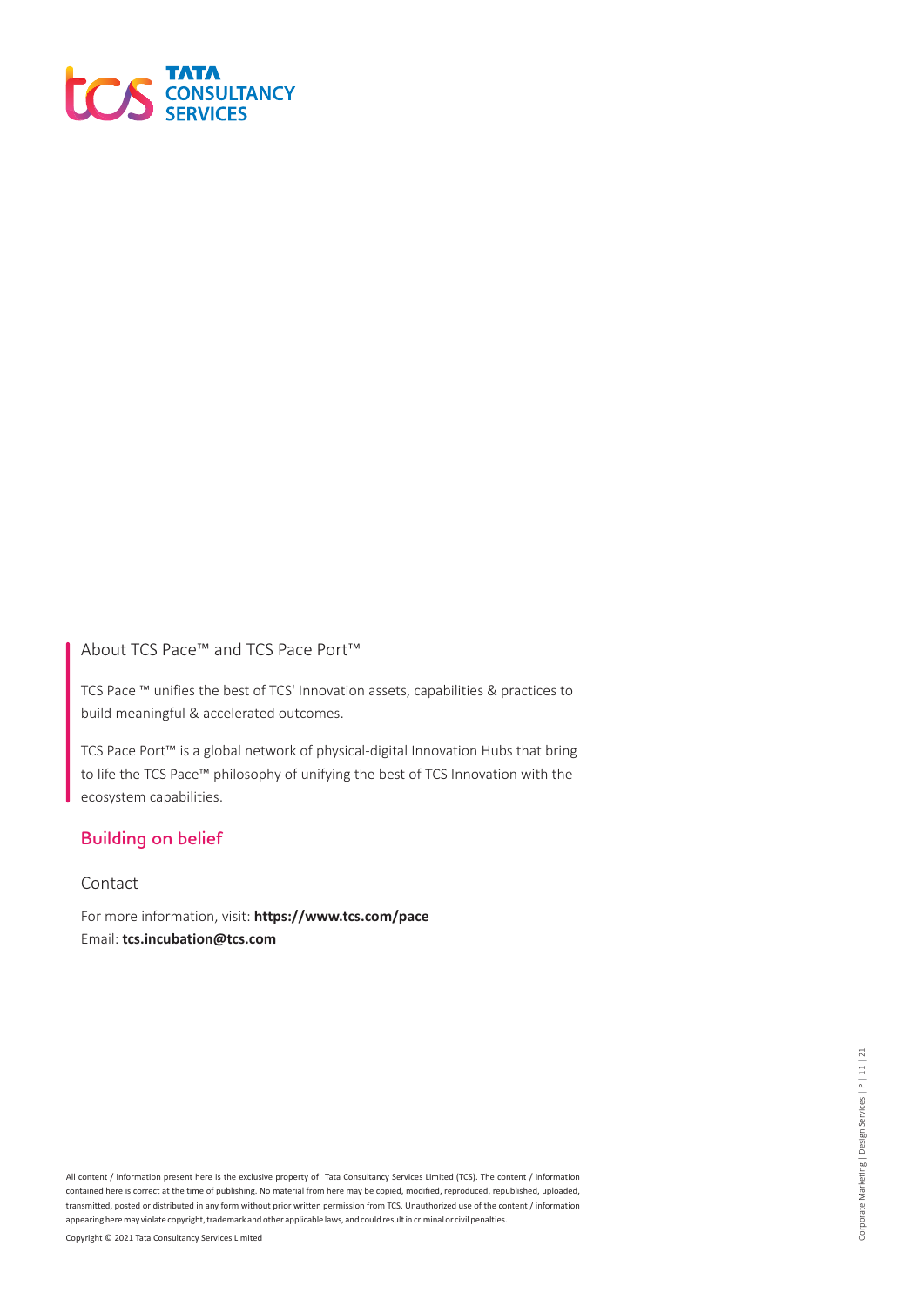## About TCS Pace™ and TCS Pace Port™

TCS Pace ™ unifies the best of TCS' Innovation assets, capabilities & practices to build meaningful & accelerated outcomes.

TCS Pace Port™ is a global network of physical-digital Innovation Hubs that bring to life the TCS Pace™ philosophy of unifying the best of TCS Innovation with the ecosystem capabilities.

**Building on belief**

### Contact

For more information, visit: **https://www.tcs.com/pace**
Email: **tcs.incubation@tcs.com**

All content / information present here is the exclusive property of Tata Consultancy Services Limited (TCS). The content / information contained here is correct at the time of publishing. No material from here may be copied, modified, reproduced, republished, uploaded, transmitted, posted or distributed in any form without prior written permission from TCS. Unauthorized use of the content / information appearing here may violate copyright, trademark and other applicable laws, and could result in criminal or civil penalties.

Copyright © 2021 Tata Consultancy Services Limited

Corporate Marketing | Design Services | P | 11 | 21